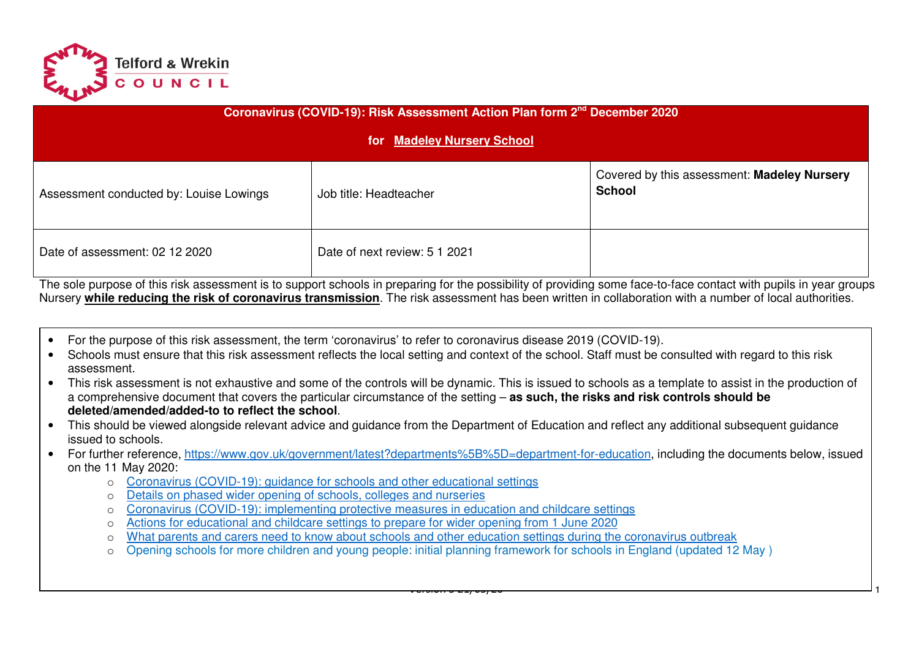Telford & Wrekin COUNCIL

| **Coronavirus (COVID-19): Risk Assessment Action Plan form 2nd December 2020**<br><br>**for Madeley Nursery School** | | |
|---|---|---|
| Assessment conducted by: Louise Lowings | Job title: Headteacher | Covered by this assessment: **Madeley Nursery School** |
| Date of assessment: 02 12 2020 | Date of next review: 5 1 2021 | |

The sole purpose of this risk assessment is to support schools in preparing for the possibility of providing some face-to-face contact with pupils in year groups Nursery **while reducing the risk of coronavirus transmission**. The risk assessment has been written in collaboration with a number of local authorities.

- For the purpose of this risk assessment, the term 'coronavirus' to refer to coronavirus disease 2019 (COVID-19).
- Schools must ensure that this risk assessment reflects the local setting and context of the school. Staff must be consulted with regard to this risk assessment.
- This risk assessment is not exhaustive and some of the controls will be dynamic. This is issued to schools as a template to assist in the production of a comprehensive document that covers the particular circumstance of the setting – **as such, the risks and risk controls should be deleted/amended/added-to to reflect the school**.
- This should be viewed alongside relevant advice and guidance from the Department of Education and reflect any additional subsequent guidance issued to schools.
- For further reference, https://www.gov.uk/government/latest?departments%5B%5D=department-for-education, including the documents below, issued on the 11 May 2020:
  - Coronavirus (COVID-19): guidance for schools and other educational settings
  - Details on phased wider opening of schools, colleges and nurseries
  - Coronavirus (COVID-19): implementing protective measures in education and childcare settings
  - Actions for educational and childcare settings to prepare for wider opening from 1 June 2020
  - What parents and carers need to know about schools and other education settings during the coronavirus outbreak
  - Opening schools for more children and young people: initial planning framework for schools in England (updated 12 May )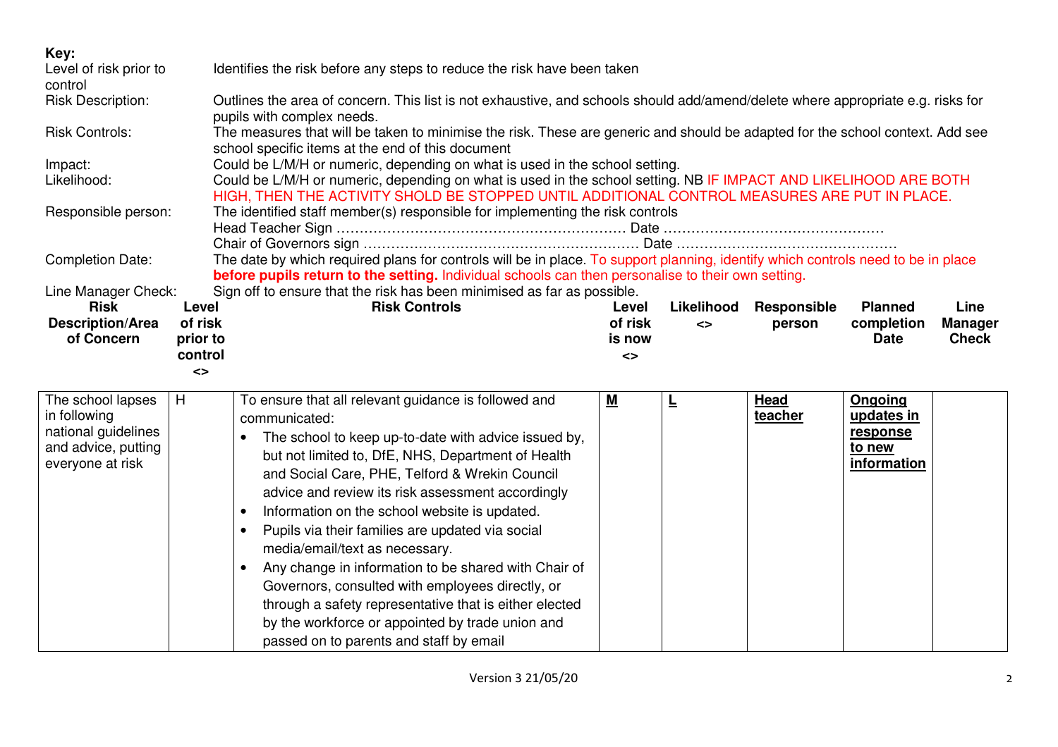**Key:**

| | |
|---|---|
| Level of risk prior to control | Identifies the risk before any steps to reduce the risk have been taken |
| Risk Description: | Outlines the area of concern. This list is not exhaustive, and schools should add/amend/delete where appropriate e.g. risks for pupils with complex needs. |
| Risk Controls: | The measures that will be taken to minimise the risk. These are generic and should be adapted for the school context. Add see school specific items at the end of this document |
| Impact: | Could be L/M/H or numeric, depending on what is used in the school setting. |
| Likelihood: | Could be L/M/H or numeric, depending on what is used in the school setting. NB IF IMPACT AND LIKELIHOOD ARE BOTH HIGH, THEN THE ACTIVITY SHOLD BE STOPPED UNTIL ADDITIONAL CONTROL MEASURES ARE PUT IN PLACE. |
| Responsible person: | The identified staff member(s) responsible for implementing the risk controls<br>Head Teacher Sign ……………………………………………………… Date …………………………………………<br>Chair of Governors sign …………………………………………………… Date ………………………………………… |
| Completion Date: | The date by which required plans for controls will be in place. To support planning, identify which controls need to be in place **before pupils return to the setting.** Individual schools can then personalise to their own setting. |
| Line Manager Check: | Sign off to ensure that the risk has been minimised as far as possible. |

| Risk Description/Area of Concern | Level of risk prior to control <> | Risk Controls | Level of risk is now <> | Likelihood <> | Responsible person | Planned completion Date | Line Manager Check |
|---|---|---|---|---|---|---|---|
| The school lapses in following national guidelines and advice, putting everyone at risk | H | To ensure that all relevant guidance is followed and communicated:<br>• The school to keep up-to-date with advice issued by, but not limited to, DfE, NHS, Department of Health and Social Care, PHE, Telford & Wrekin Council advice and review its risk assessment accordingly<br>• Information on the school website is updated.<br>• Pupils via their families are updated via social media/email/text as necessary.<br>• Any change in information to be shared with Chair of Governors, consulted with employees directly, or through a safety representative that is either elected by the workforce or appointed by trade union and passed on to parents and staff by email | **M** | **L** | **Head teacher** | **Ongoing updates in response to new information** | |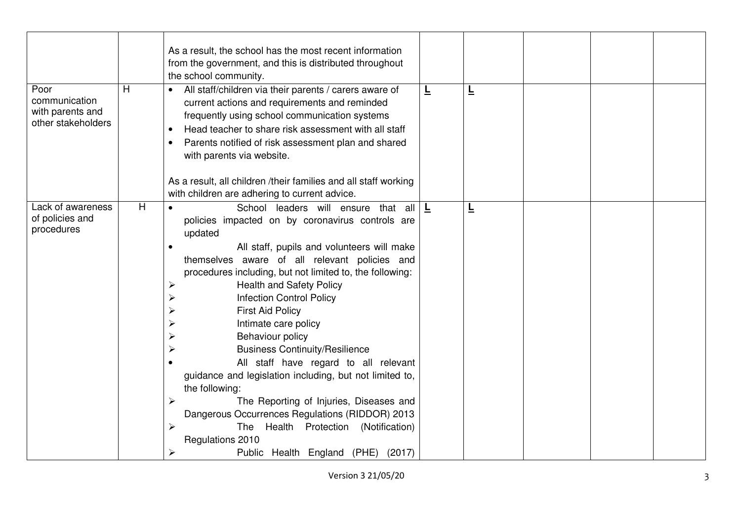| | | | | | | | |
|---|---|---|---|---|---|---|---|
| | | As a result, the school has the most recent information from the government, and this is distributed throughout the school community. | | | | | |
| Poor communication with parents and other stakeholders | H | • All staff/children via their parents / carers aware of current actions and requirements and reminded frequently using school communication systems<br>• Head teacher to share risk assessment with all staff<br>• Parents notified of risk assessment plan and shared with parents via website.<br><br>As a result, all children /their families and all staff working with children are adhering to current advice. | **L** | **L** | | | |
| Lack of awareness of policies and procedures | H | • School leaders will ensure that all policies impacted on by coronavirus controls are updated<br>• All staff, pupils and volunteers will make themselves aware of all relevant policies and procedures including, but not limited to, the following:<br>➢ Health and Safety Policy<br>➢ Infection Control Policy<br>➢ First Aid Policy<br>➢ Intimate care policy<br>➢ Behaviour policy<br>➢ Business Continuity/Resilience<br>• All staff have regard to all relevant guidance and legislation including, but not limited to, the following:<br>➢ The Reporting of Injuries, Diseases and Dangerous Occurrences Regulations (RIDDOR) 2013<br>➢ The Health Protection (Notification) Regulations 2010<br>➢ Public Health England (PHE) (2017) | **L** | **L** | | | |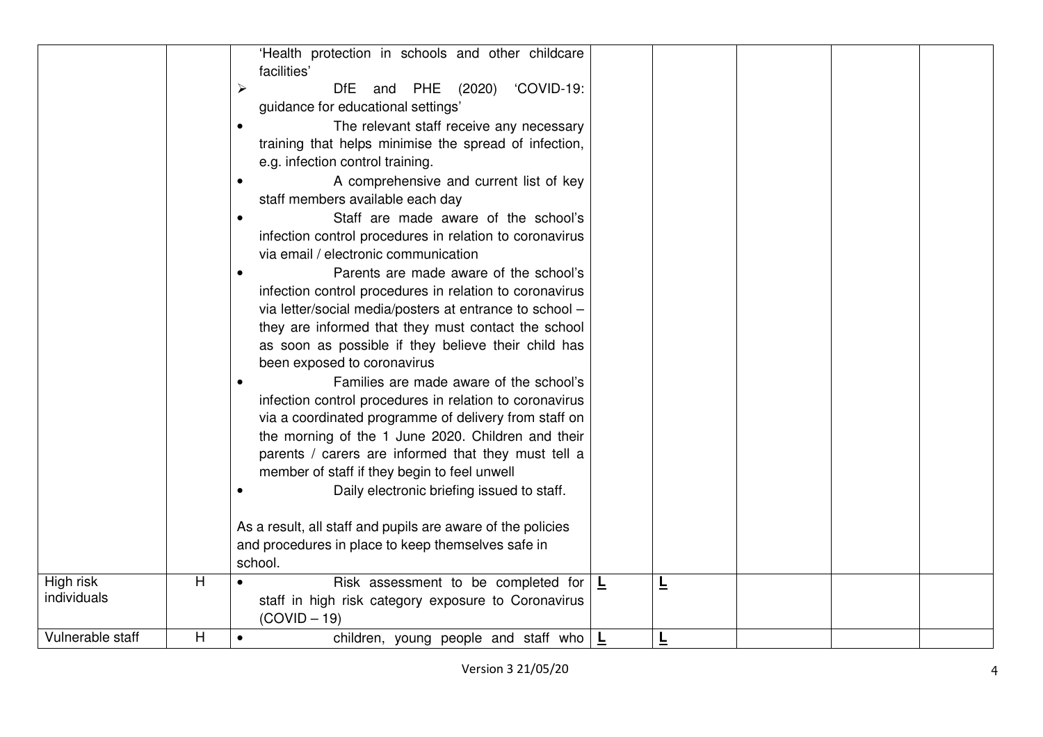| | | | | | | | |
|---|---|---|---|---|---|---|---|
| | | 'Health protection in schools and other childcare facilities'<br>➢ DfE and PHE (2020) 'COVID-19: guidance for educational settings'<br>• The relevant staff receive any necessary training that helps minimise the spread of infection, e.g. infection control training.<br>• A comprehensive and current list of key staff members available each day<br>• Staff are made aware of the school's infection control procedures in relation to coronavirus via email / electronic communication<br>• Parents are made aware of the school's infection control procedures in relation to coronavirus via letter/social media/posters at entrance to school – they are informed that they must contact the school as soon as possible if they believe their child has been exposed to coronavirus<br>• Families are made aware of the school's infection control procedures in relation to coronavirus via a coordinated programme of delivery from staff on the morning of the 1 June 2020. Children and their parents / carers are informed that they must tell a member of staff if they begin to feel unwell<br>• Daily electronic briefing issued to staff.<br><br>As a result, all staff and pupils are aware of the policies and procedures in place to keep themselves safe in school. | | | | | |
| High risk individuals | H | • Risk assessment to be completed for staff in high risk category exposure to Coronavirus (COVID – 19) | **L** | **L** | | | |
| Vulnerable staff | H | • children, young people and staff who | **L** | **L** | | | |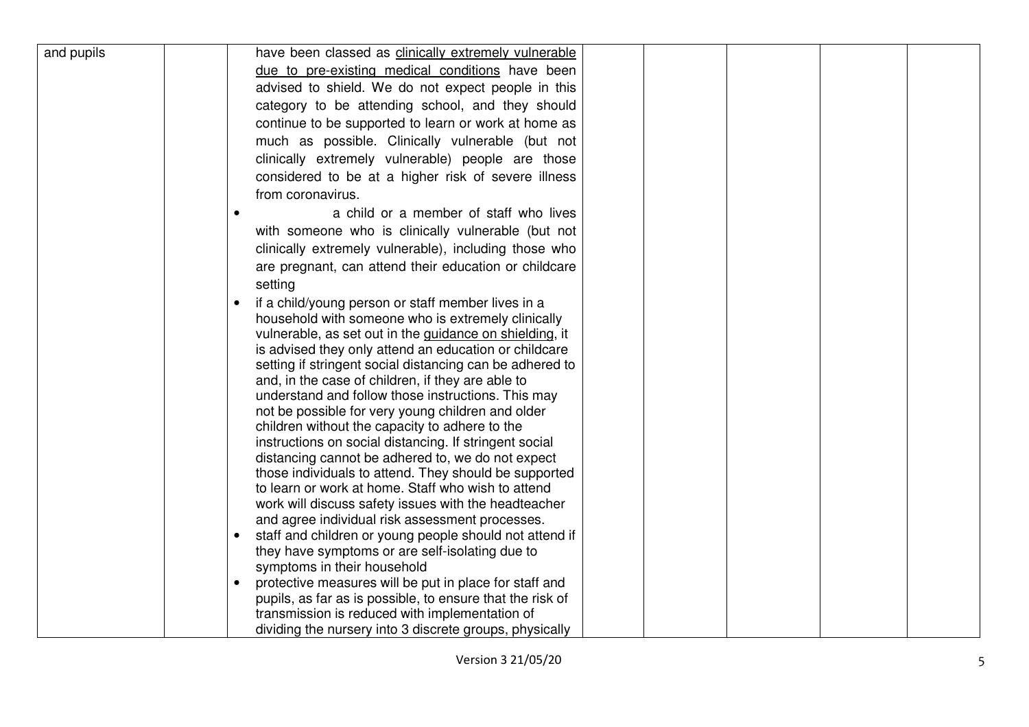| | | | | | | |
|---|---|---|---|---|---|---|
| and pupils | | have been classed as clinically extremely vulnerable due to pre-existing medical conditions have been advised to shield. We do not expect people in this category to be attending school, and they should continue to be supported to learn or work at home as much as possible. Clinically vulnerable (but not clinically extremely vulnerable) people are those considered to be at a higher risk of severe illness from coronavirus.<br>• a child or a member of staff who lives with someone who is clinically vulnerable (but not clinically extremely vulnerable), including those who are pregnant, can attend their education or childcare setting<br>• if a child/young person or staff member lives in a household with someone who is extremely clinically vulnerable, as set out in the guidance on shielding, it is advised they only attend an education or childcare setting if stringent social distancing can be adhered to and, in the case of children, if they are able to understand and follow those instructions. This may not be possible for very young children and older children without the capacity to adhere to the instructions on social distancing. If stringent social distancing cannot be adhered to, we do not expect those individuals to attend. They should be supported to learn or work at home. Staff who wish to attend work will discuss safety issues with the headteacher and agree individual risk assessment processes.<br>• staff and children or young people should not attend if they have symptoms or are self-isolating due to symptoms in their household<br>• protective measures will be put in place for staff and pupils, as far as is possible, to ensure that the risk of transmission is reduced with implementation of dividing the nursery into 3 discrete groups, physically | | | | |

Version 3 21/05/20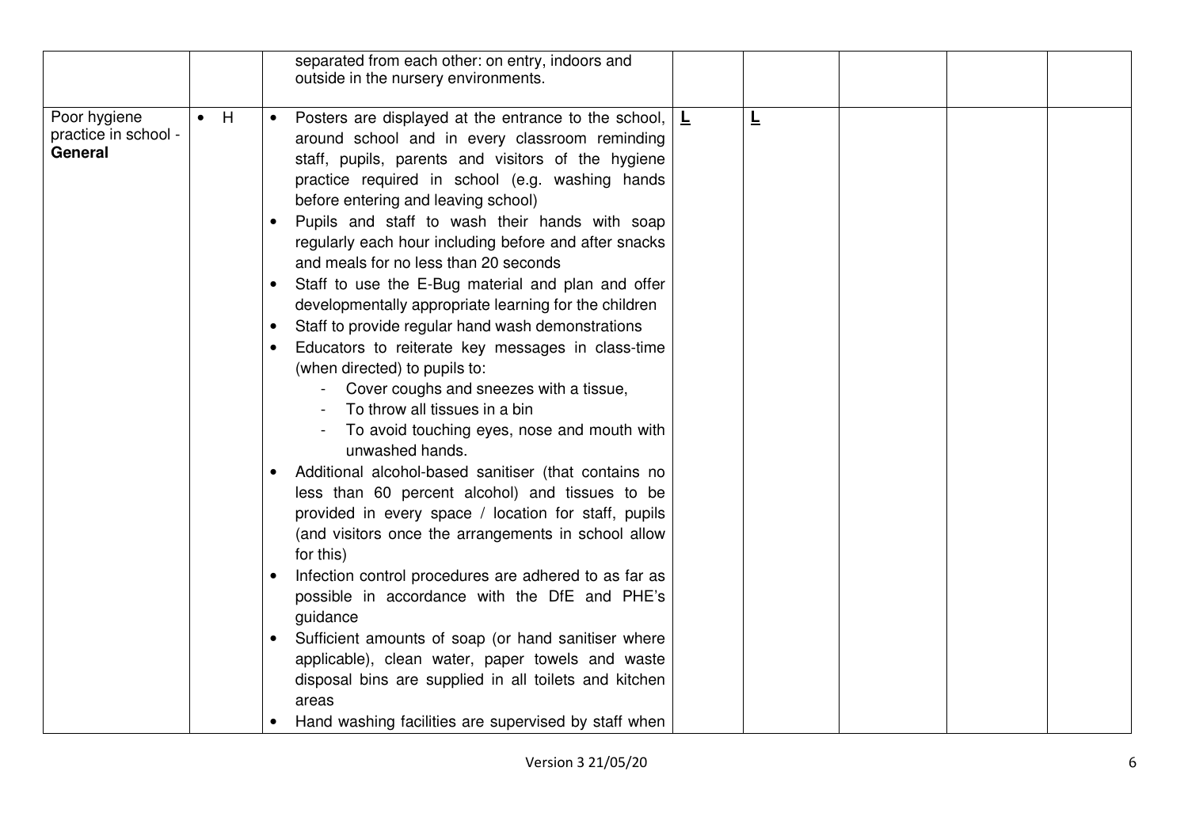| | | | | | | | |
|---|---|---|---|---|---|---|---|
| | | separated from each other: on entry, indoors and outside in the nursery environments. | | | | | |
| Poor hygiene practice in school - **General** | • H | • Posters are displayed at the entrance to the school, around school and in every classroom reminding staff, pupils, parents and visitors of the hygiene practice required in school (e.g. washing hands before entering and leaving school)<br>• Pupils and staff to wash their hands with soap regularly each hour including before and after snacks and meals for no less than 20 seconds<br>• Staff to use the E-Bug material and plan and offer developmentally appropriate learning for the children<br>• Staff to provide regular hand wash demonstrations<br>• Educators to reiterate key messages in class-time (when directed) to pupils to:<br>- Cover coughs and sneezes with a tissue,<br>- To throw all tissues in a bin<br>- To avoid touching eyes, nose and mouth with unwashed hands.<br>• Additional alcohol-based sanitiser (that contains no less than 60 percent alcohol) and tissues to be provided in every space / location for staff, pupils (and visitors once the arrangements in school allow for this)<br>• Infection control procedures are adhered to as far as possible in accordance with the DfE and PHE's guidance<br>• Sufficient amounts of soap (or hand sanitiser where applicable), clean water, paper towels and waste disposal bins are supplied in all toilets and kitchen areas<br>• Hand washing facilities are supervised by staff when | **L** | **L** | | | |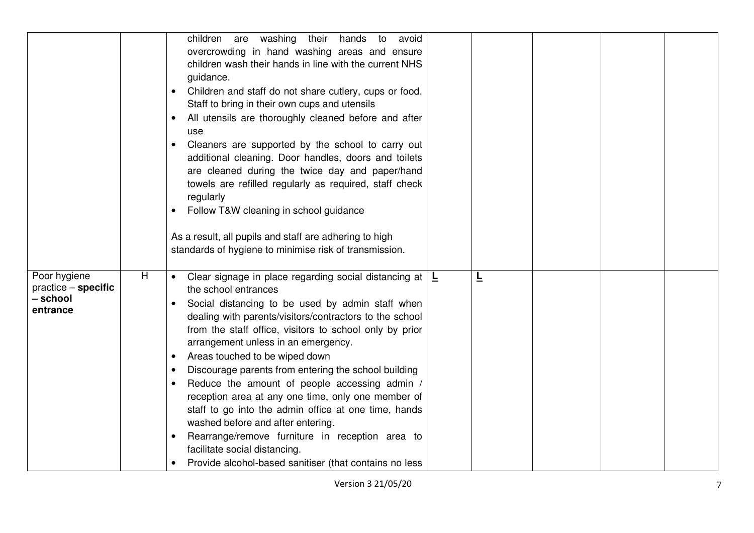| | | | | | | | |
|---|---|---|---|---|---|---|---|
| | | children are washing their hands to avoid overcrowding in hand washing areas and ensure children wash their hands in line with the current NHS guidance.<br>• Children and staff do not share cutlery, cups or food. Staff to bring in their own cups and utensils<br>• All utensils are thoroughly cleaned before and after use<br>• Cleaners are supported by the school to carry out additional cleaning. Door handles, doors and toilets are cleaned during the twice day and paper/hand towels are refilled regularly as required, staff check regularly<br>• Follow T&W cleaning in school guidance<br><br>As a result, all pupils and staff are adhering to high standards of hygiene to minimise risk of transmission. | | | | | |
| Poor hygiene practice – **specific – school entrance** | H | • Clear signage in place regarding social distancing at the school entrances<br>• Social distancing to be used by admin staff when dealing with parents/visitors/contractors to the school from the staff office, visitors to school only by prior arrangement unless in an emergency.<br>• Areas touched to be wiped down<br>• Discourage parents from entering the school building<br>• Reduce the amount of people accessing admin / reception area at any one time, only one member of staff to go into the admin office at one time, hands washed before and after entering.<br>• Rearrange/remove furniture in reception area to facilitate social distancing.<br>• Provide alcohol-based sanitiser (that contains no less | **L** | **L** | | | |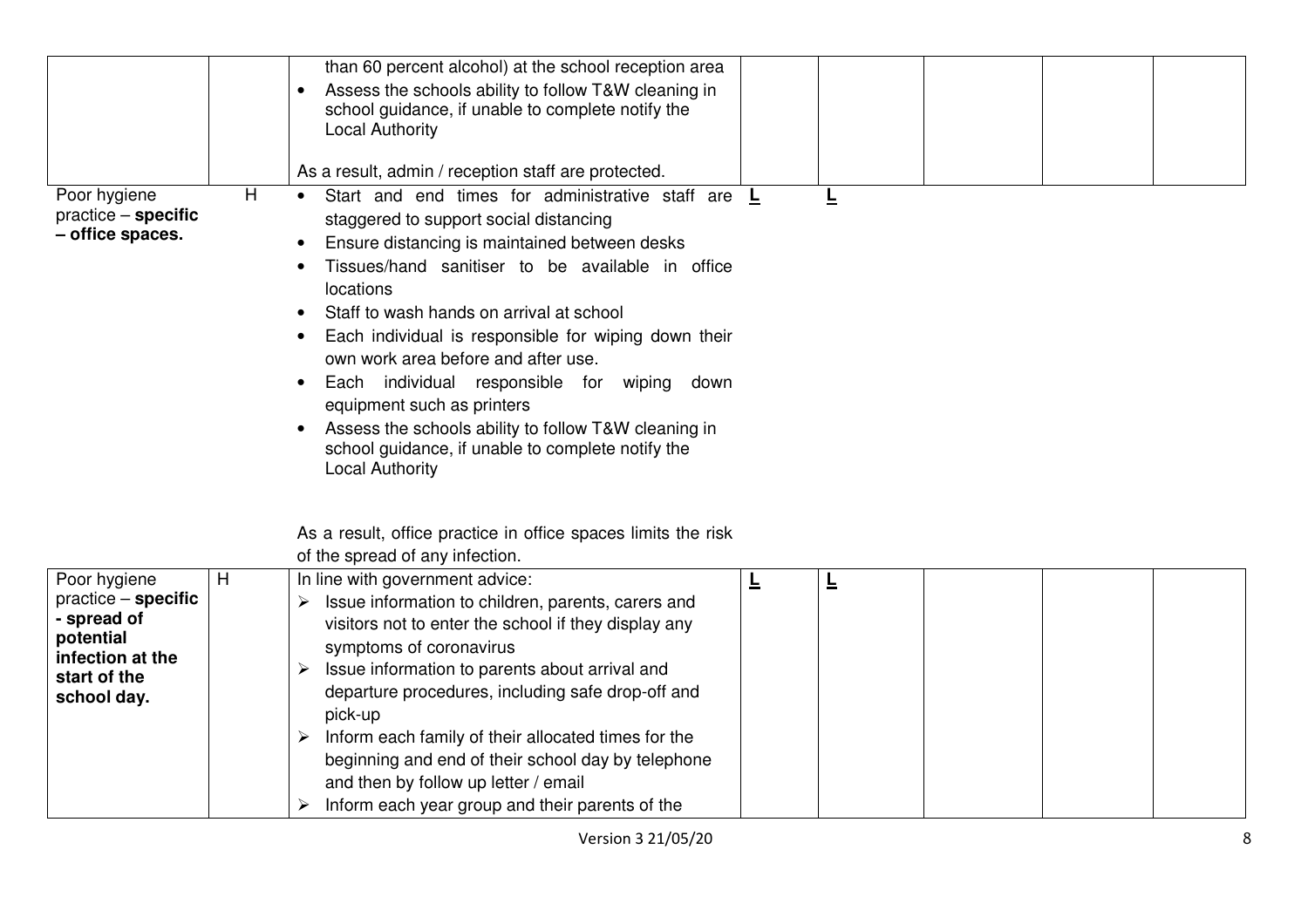| | | | | | | | |
|---|---|---|---|---|---|---|---|
| | | than 60 percent alcohol) at the school reception area<br>• Assess the schools ability to follow T&W cleaning in school guidance, if unable to complete notify the Local Authority<br><br>As a result, admin / reception staff are protected. | | | | | |
| Poor hygiene practice – **specific – office spaces.** | H | • Start and end times for administrative staff are staggered to support social distancing<br>• Ensure distancing is maintained between desks<br>• Tissues/hand sanitiser to be available in office locations<br>• Staff to wash hands on arrival at school<br>• Each individual is responsible for wiping down their own work area before and after use.<br>• Each individual responsible for wiping down equipment such as printers<br>• Assess the schools ability to follow T&W cleaning in school guidance, if unable to complete notify the Local Authority<br><br>As a result, office practice in office spaces limits the risk of the spread of any infection. | **L** | **L** | | | |
| Poor hygiene practice – **specific - spread of potential infection at the start of the school day.** | H | In line with government advice:<br>➢ Issue information to children, parents, carers and visitors not to enter the school if they display any symptoms of coronavirus<br>➢ Issue information to parents about arrival and departure procedures, including safe drop-off and pick-up<br>➢ Inform each family of their allocated times for the beginning and end of their school day by telephone and then by follow up letter / email<br>➢ Inform each year group and their parents of the | **L** | **L** | | | |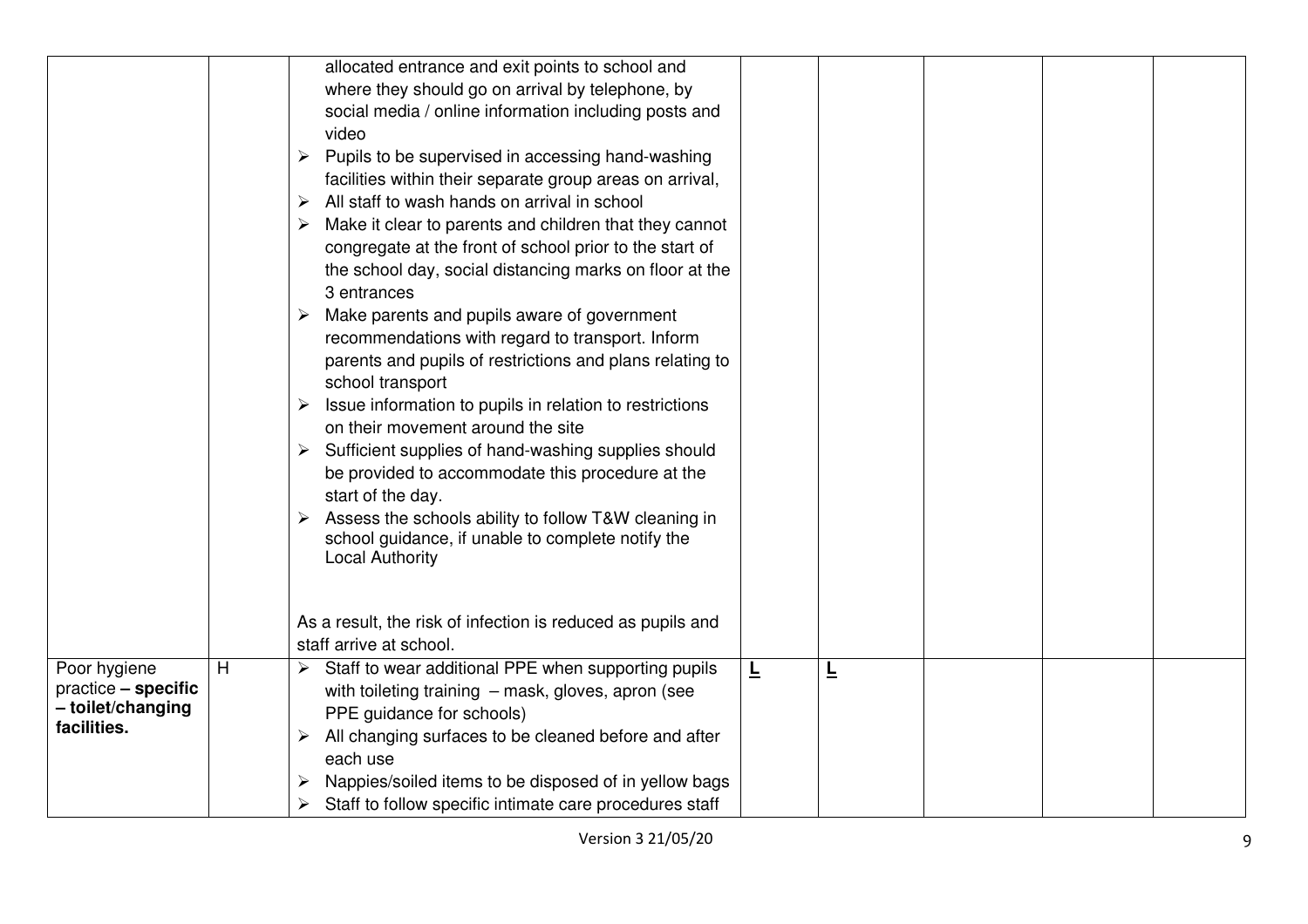| | | | | | | | |
|---|---|---|---|---|---|---|---|
| | | allocated entrance and exit points to school and where they should go on arrival by telephone, by social media / online information including posts and video<br>➢ Pupils to be supervised in accessing hand-washing facilities within their separate group areas on arrival,<br>➢ All staff to wash hands on arrival in school<br>➢ Make it clear to parents and children that they cannot congregate at the front of school prior to the start of the school day, social distancing marks on floor at the 3 entrances<br>➢ Make parents and pupils aware of government recommendations with regard to transport. Inform parents and pupils of restrictions and plans relating to school transport<br>➢ Issue information to pupils in relation to restrictions on their movement around the site<br>➢ Sufficient supplies of hand-washing supplies should be provided to accommodate this procedure at the start of the day.<br>➢ Assess the schools ability to follow T&W cleaning in school guidance, if unable to complete notify the Local Authority<br><br>As a result, the risk of infection is reduced as pupils and staff arrive at school. | | | | | |
| Poor hygiene practice **– specific – toilet/changing facilities.** | H | ➢ Staff to wear additional PPE when supporting pupils with toileting training – mask, gloves, apron (see PPE guidance for schools)<br>➢ All changing surfaces to be cleaned before and after each use<br>➢ Nappies/soiled items to be disposed of in yellow bags<br>➢ Staff to follow specific intimate care procedures staff | **L** | **L** | | | |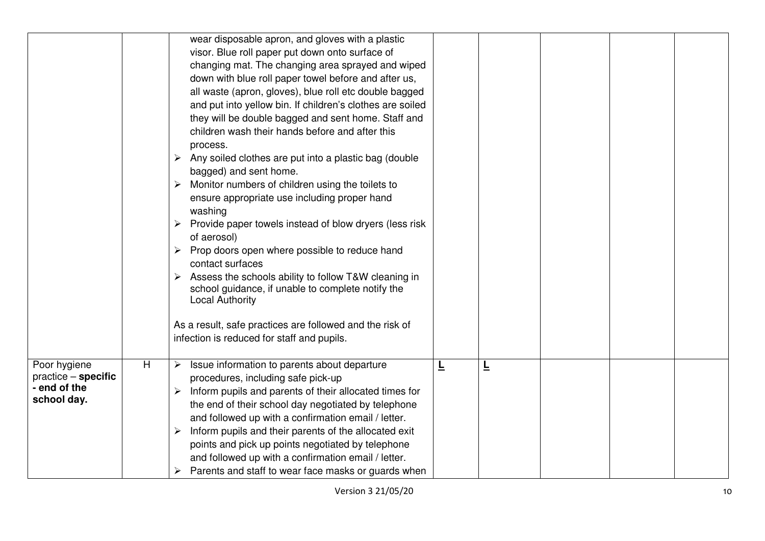| | | | | | | | |
|---|---|---|---|---|---|---|---|
| | | wear disposable apron, and gloves with a plastic visor. Blue roll paper put down onto surface of changing mat. The changing area sprayed and wiped down with blue roll paper towel before and after us, all waste (apron, gloves), blue roll etc double bagged and put into yellow bin. If children's clothes are soiled they will be double bagged and sent home. Staff and children wash their hands before and after this process.<br>➢ Any soiled clothes are put into a plastic bag (double bagged) and sent home.<br>➢ Monitor numbers of children using the toilets to ensure appropriate use including proper hand washing<br>➢ Provide paper towels instead of blow dryers (less risk of aerosol)<br>➢ Prop doors open where possible to reduce hand contact surfaces<br>➢ Assess the schools ability to follow T&W cleaning in school guidance, if unable to complete notify the Local Authority<br><br>As a result, safe practices are followed and the risk of infection is reduced for staff and pupils. | | | | | |
| Poor hygiene practice – **specific - end of the school day.** | H | ➢ Issue information to parents about departure procedures, including safe pick-up<br>➢ Inform pupils and parents of their allocated times for the end of their school day negotiated by telephone and followed up with a confirmation email / letter.<br>➢ Inform pupils and their parents of the allocated exit points and pick up points negotiated by telephone and followed up with a confirmation email / letter.<br>➢ Parents and staff to wear face masks or guards when | **L** | **L** | | | |

Version 3 21/05/20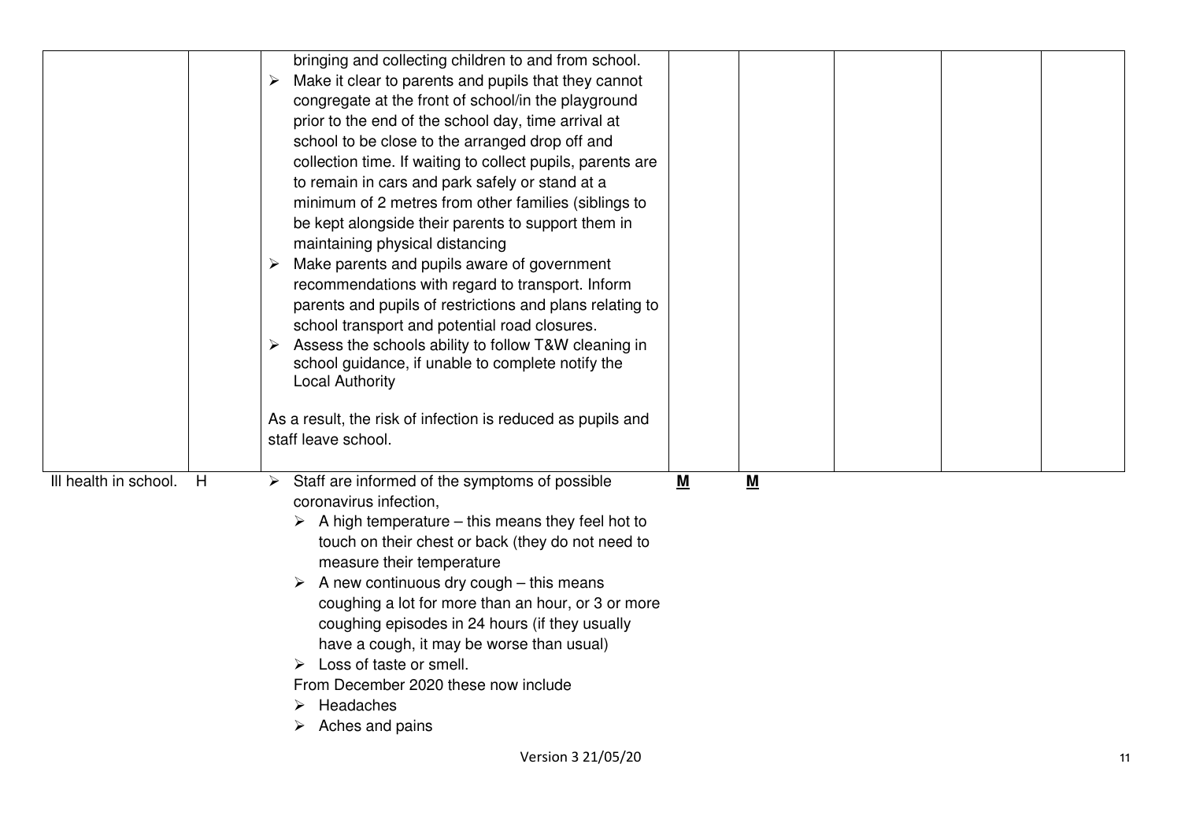| | | | | | | | |
|---|---|---|---|---|---|---|---|
| | | bringing and collecting children to and from school.<br>➢ Make it clear to parents and pupils that they cannot congregate at the front of school/in the playground prior to the end of the school day, time arrival at school to be close to the arranged drop off and collection time. If waiting to collect pupils, parents are to remain in cars and park safely or stand at a minimum of 2 metres from other families (siblings to be kept alongside their parents to support them in maintaining physical distancing<br>➢ Make parents and pupils aware of government recommendations with regard to transport. Inform parents and pupils of restrictions and plans relating to school transport and potential road closures.<br>➢ Assess the schools ability to follow T&W cleaning in school guidance, if unable to complete notify the Local Authority<br><br>As a result, the risk of infection is reduced as pupils and staff leave school. | | | | | |
| Ill health in school. | H | ➢ Staff are informed of the symptoms of possible coronavirus infection,<br>➢ A high temperature – this means they feel hot to touch on their chest or back (they do not need to measure their temperature<br>➢ A new continuous dry cough – this means coughing a lot for more than an hour, or 3 or more coughing episodes in 24 hours (if they usually have a cough, it may be worse than usual)<br>➢ Loss of taste or smell.<br>From December 2020 these now include<br>➢ Headaches<br>➢ Aches and pains | **M** | **M** | | | |

Version 3 21/05/20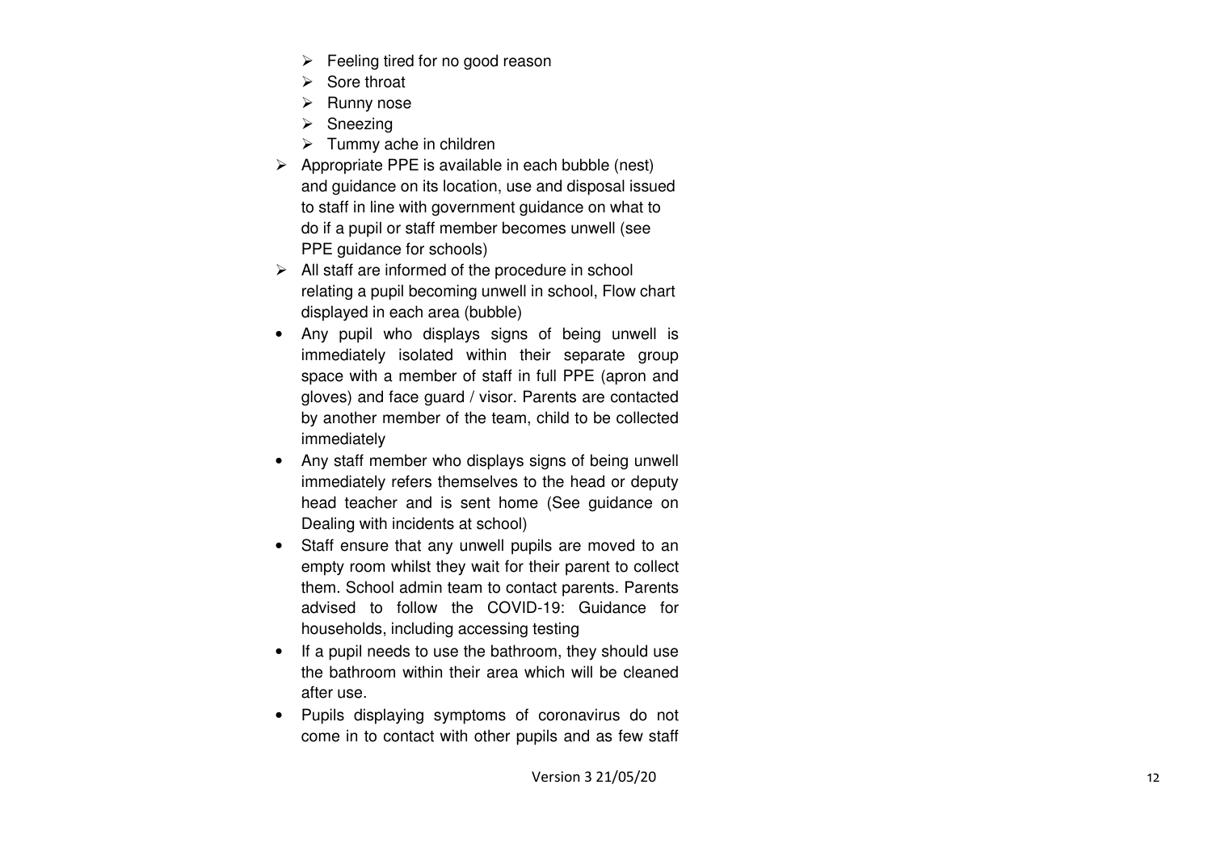- Feeling tired for no good reason
  - Sore throat
  - Runny nose
  - Sneezing
  - Tummy ache in children

- Appropriate PPE is available in each bubble (nest) and guidance on its location, use and disposal issued to staff in line with government guidance on what to do if a pupil or staff member becomes unwell (see PPE guidance for schools)
- All staff are informed of the procedure in school relating a pupil becoming unwell in school, Flow chart displayed in each area (bubble)

- Any pupil who displays signs of being unwell is immediately isolated within their separate group space with a member of staff in full PPE (apron and gloves) and face guard / visor. Parents are contacted by another member of the team, child to be collected immediately
- Any staff member who displays signs of being unwell immediately refers themselves to the head or deputy head teacher and is sent home (See guidance on Dealing with incidents at school)
- Staff ensure that any unwell pupils are moved to an empty room whilst they wait for their parent to collect them. School admin team to contact parents. Parents advised to follow the COVID-19: Guidance for households, including accessing testing
- If a pupil needs to use the bathroom, they should use the bathroom within their area which will be cleaned after use.
- Pupils displaying symptoms of coronavirus do not come in to contact with other pupils and as few staff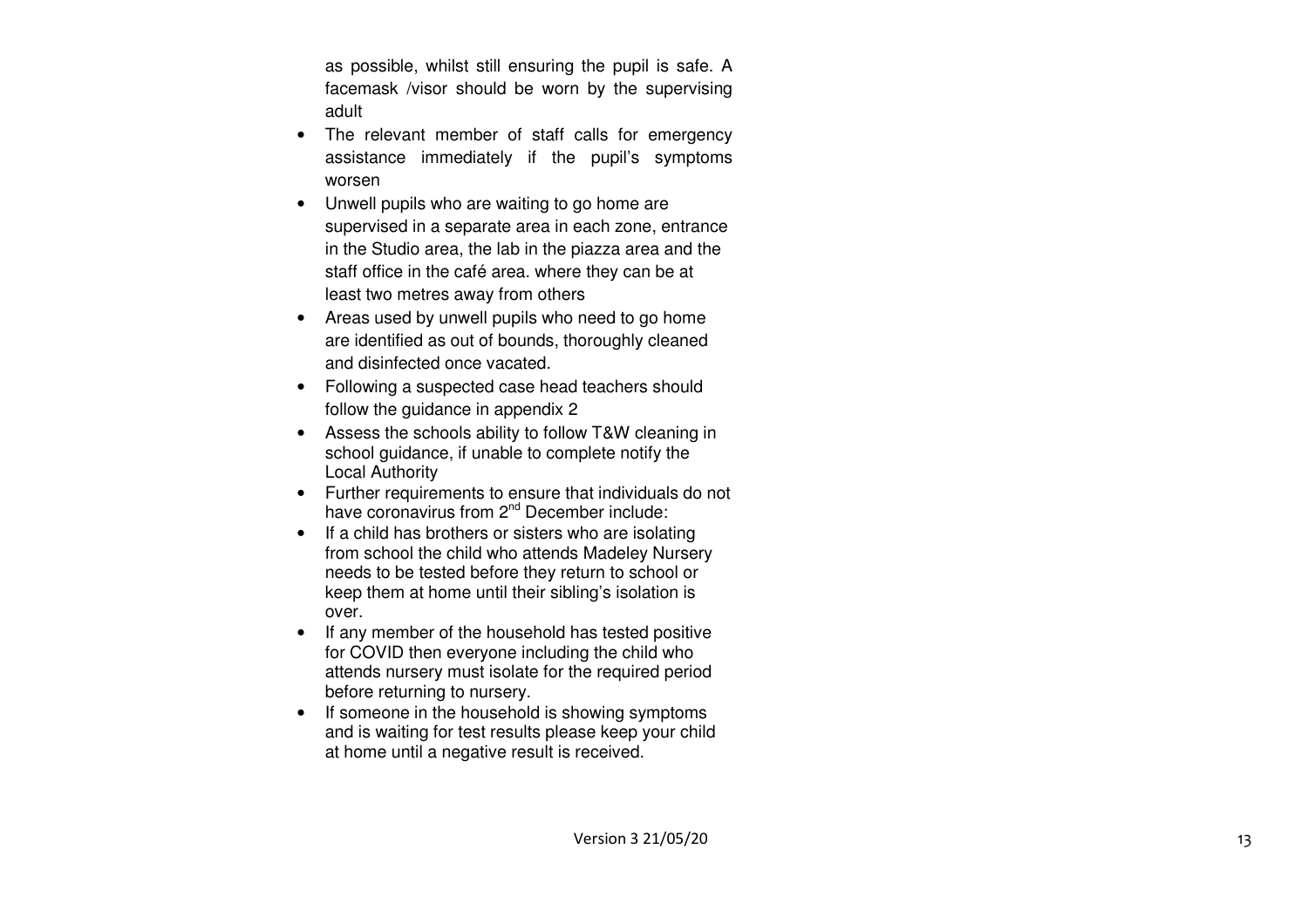as possible, whilst still ensuring the pupil is safe. A facemask /visor should be worn by the supervising adult

- The relevant member of staff calls for emergency assistance immediately if the pupil's symptoms worsen
- Unwell pupils who are waiting to go home are supervised in a separate area in each zone, entrance in the Studio area, the lab in the piazza area and the staff office in the café area. where they can be at least two metres away from others
- Areas used by unwell pupils who need to go home are identified as out of bounds, thoroughly cleaned and disinfected once vacated.
- Following a suspected case head teachers should follow the guidance in appendix 2
- Assess the schools ability to follow T&W cleaning in school guidance, if unable to complete notify the Local Authority
- Further requirements to ensure that individuals do not have coronavirus from 2nd December include:
- If a child has brothers or sisters who are isolating from school the child who attends Madeley Nursery needs to be tested before they return to school or keep them at home until their sibling's isolation is over.
- If any member of the household has tested positive for COVID then everyone including the child who attends nursery must isolate for the required period before returning to nursery.
- If someone in the household is showing symptoms and is waiting for test results please keep your child at home until a negative result is received.

Version 3 21/05/20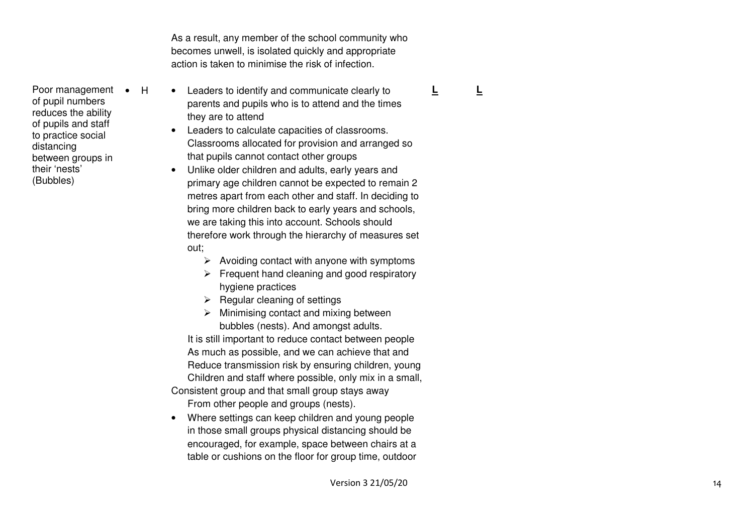| | | | | |
|---|---|---|---|---|
| | | As a result, any member of the school community who becomes unwell, is isolated quickly and appropriate action is taken to minimise the risk of infection. | | |
| Poor management of pupil numbers reduces the ability of pupils and staff to practice social distancing between groups in their 'nests' (Bubbles) | • H | • Leaders to identify and communicate clearly to parents and pupils who is to attend and the times they are to attend<br>• Leaders to calculate capacities of classrooms. Classrooms allocated for provision and arranged so that pupils cannot contact other groups<br>• Unlike older children and adults, early years and primary age children cannot be expected to remain 2 metres apart from each other and staff. In deciding to bring more children back to early years and schools, we are taking this into account. Schools should therefore work through the hierarchy of measures set out;<br>➢ Avoiding contact with anyone with symptoms<br>➢ Frequent hand cleaning and good respiratory hygiene practices<br>➢ Regular cleaning of settings<br>➢ Minimising contact and mixing between bubbles (nests). And amongst adults.<br>It is still important to reduce contact between people As much as possible, and we can achieve that and Reduce transmission risk by ensuring children, young Children and staff where possible, only mix in a small, Consistent group and that small group stays away From other people and groups (nests).<br>• Where settings can keep children and young people in those small groups physical distancing should be encouraged, for example, space between chairs at a table or cushions on the floor for group time, outdoor | **L** | **L** |

Version 3 21/05/20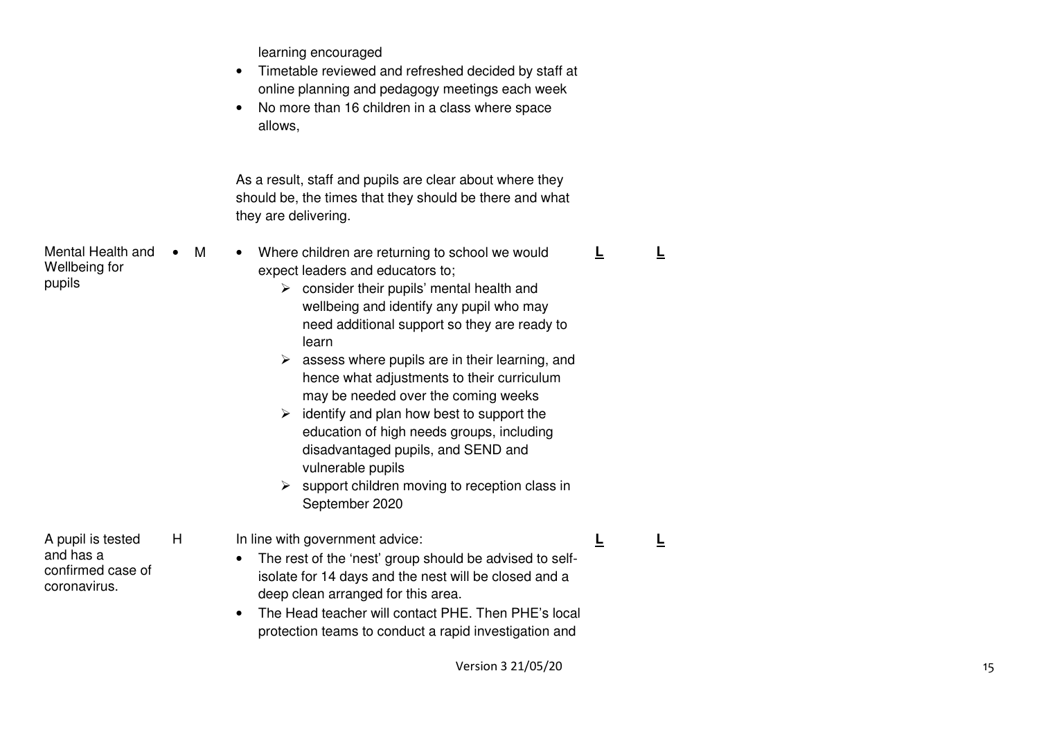| | | | | |
|---|---|---|---|---|
| | | learning encouraged<br>• Timetable reviewed and refreshed decided by staff at online planning and pedagogy meetings each week<br>• No more than 16 children in a class where space allows,<br><br>As a result, staff and pupils are clear about where they should be, the times that they should be there and what they are delivering. | | |
| Mental Health and Wellbeing for pupils | • M | • Where children are returning to school we would expect leaders and educators to;<br>➢ consider their pupils' mental health and wellbeing and identify any pupil who may need additional support so they are ready to learn<br>➢ assess where pupils are in their learning, and hence what adjustments to their curriculum may be needed over the coming weeks<br>➢ identify and plan how best to support the education of high needs groups, including disadvantaged pupils, and SEND and vulnerable pupils<br>➢ support children moving to reception class in September 2020 | **L** | **L** |
| A pupil is tested and has a confirmed case of coronavirus. | H | In line with government advice:<br>• The rest of the 'nest' group should be advised to self-isolate for 14 days and the nest will be closed and a deep clean arranged for this area.<br>• The Head teacher will contact PHE. Then PHE's local protection teams to conduct a rapid investigation and | **L** | **L** |

Version 3 21/05/20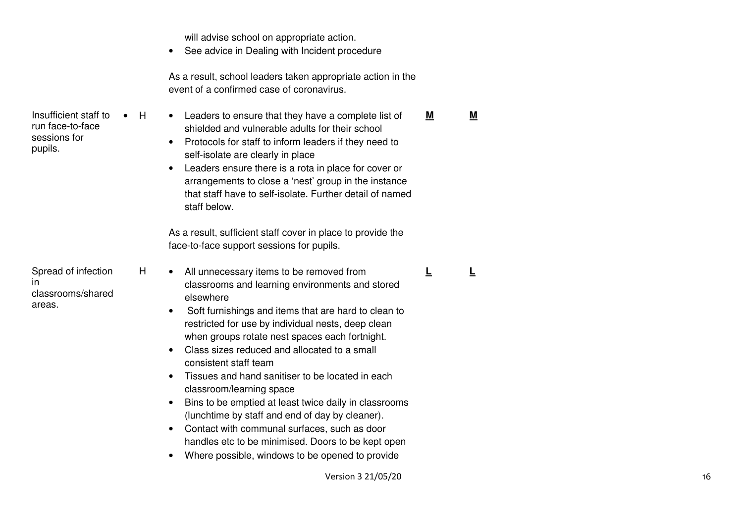| | | | | |
|---|---|---|---|---|
| | | will advise school on appropriate action.<br>• See advice in Dealing with Incident procedure<br><br>As a result, school leaders taken appropriate action in the event of a confirmed case of coronavirus. | | |
| Insufficient staff to run face-to-face sessions for pupils. | • H | • Leaders to ensure that they have a complete list of shielded and vulnerable adults for their school<br>• Protocols for staff to inform leaders if they need to self-isolate are clearly in place<br>• Leaders ensure there is a rota in place for cover or arrangements to close a 'nest' group in the instance that staff have to self-isolate. Further detail of named staff below.<br><br>As a result, sufficient staff cover in place to provide the face-to-face support sessions for pupils. | **M** | **M** |
| Spread of infection in classrooms/shared areas. | H | • All unnecessary items to be removed from classrooms and learning environments and stored elsewhere<br>• Soft furnishings and items that are hard to clean to restricted for use by individual nests, deep clean when groups rotate nest spaces each fortnight.<br>• Class sizes reduced and allocated to a small consistent staff team<br>• Tissues and hand sanitiser to be located in each classroom/learning space<br>• Bins to be emptied at least twice daily in classrooms (lunchtime by staff and end of day by cleaner).<br>• Contact with communal surfaces, such as door handles etc to be minimised. Doors to be kept open<br>• Where possible, windows to be opened to provide | **L** | **L** |

Version 3 21/05/20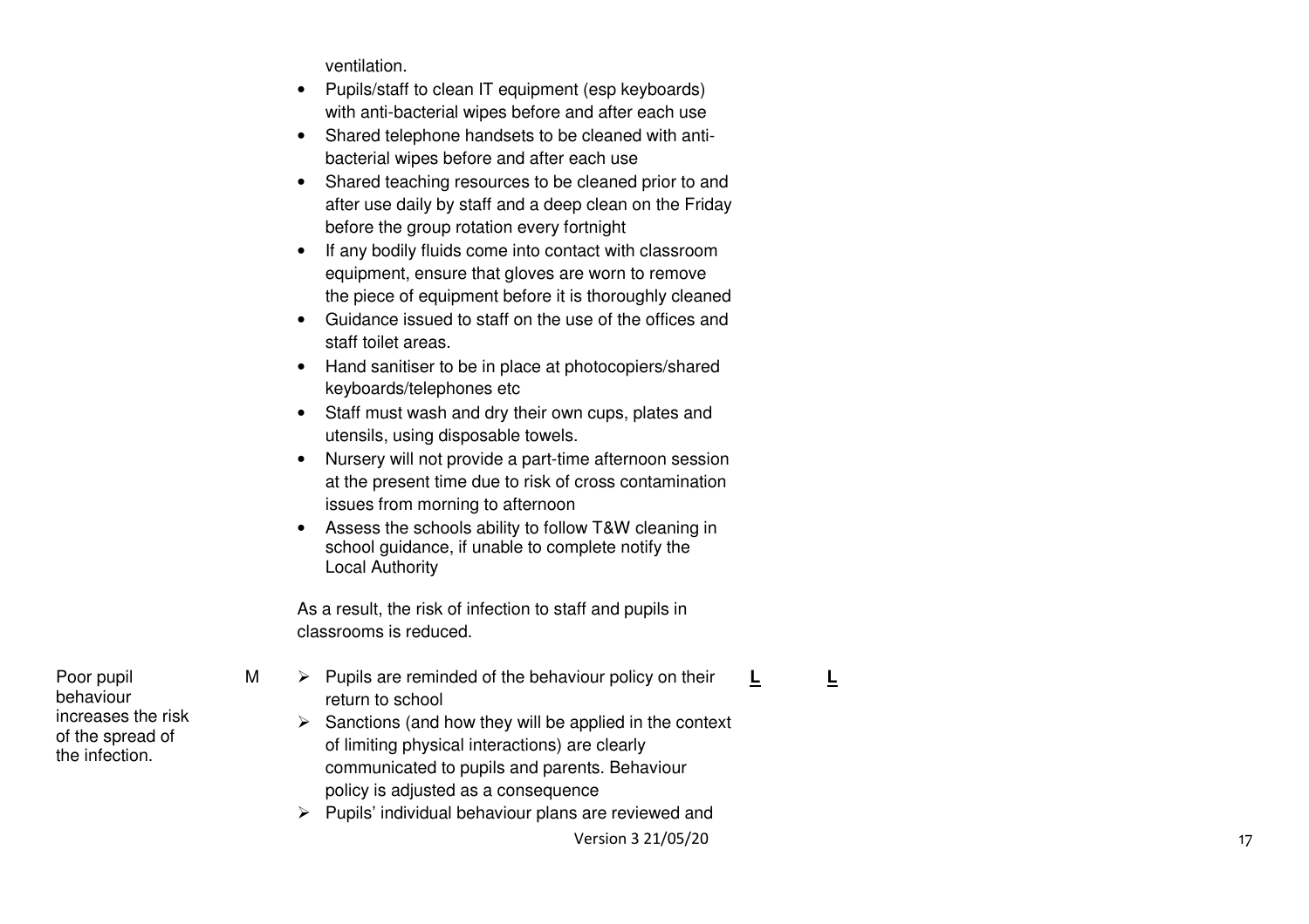| | | | | |
|---|---|---|---|---|
| | | ventilation.<br>• Pupils/staff to clean IT equipment (esp keyboards) with anti-bacterial wipes before and after each use<br>• Shared telephone handsets to be cleaned with anti-bacterial wipes before and after each use<br>• Shared teaching resources to be cleaned prior to and after use daily by staff and a deep clean on the Friday before the group rotation every fortnight<br>• If any bodily fluids come into contact with classroom equipment, ensure that gloves are worn to remove the piece of equipment before it is thoroughly cleaned<br>• Guidance issued to staff on the use of the offices and staff toilet areas.<br>• Hand sanitiser to be in place at photocopiers/shared keyboards/telephones etc<br>• Staff must wash and dry their own cups, plates and utensils, using disposable towels.<br>• Nursery will not provide a part-time afternoon session at the present time due to risk of cross contamination issues from morning to afternoon<br>• Assess the schools ability to follow T&W cleaning in school guidance, if unable to complete notify the Local Authority<br><br>As a result, the risk of infection to staff and pupils in classrooms is reduced. | | |
| Poor pupil behaviour increases the risk of the spread of the infection. | M | ➢ Pupils are reminded of the behaviour policy on their return to school<br>➢ Sanctions (and how they will be applied in the context of limiting physical interactions) are clearly communicated to pupils and parents. Behaviour policy is adjusted as a consequence<br>➢ Pupils' individual behaviour plans are reviewed and | **L** | **L** |

Version 3 21/05/20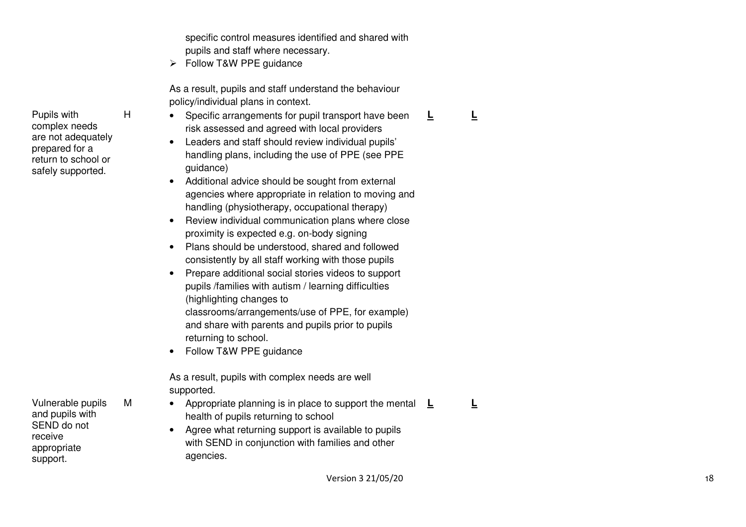| | | | | |
|---|---|---|---|---|
| | | specific control measures identified and shared with pupils and staff where necessary.<br>➢ Follow T&W PPE guidance<br><br>As a result, pupils and staff understand the behaviour policy/individual plans in context. | | |
| Pupils with complex needs are not adequately prepared for a return to school or safely supported. | H | • Specific arrangements for pupil transport have been risk assessed and agreed with local providers<br>• Leaders and staff should review individual pupils' handling plans, including the use of PPE (see PPE guidance)<br>• Additional advice should be sought from external agencies where appropriate in relation to moving and handling (physiotherapy, occupational therapy)<br>• Review individual communication plans where close proximity is expected e.g. on-body signing<br>• Plans should be understood, shared and followed consistently by all staff working with those pupils<br>• Prepare additional social stories videos to support pupils /families with autism / learning difficulties (highlighting changes to classrooms/arrangements/use of PPE, for example) and share with parents and pupils prior to pupils returning to school.<br>• Follow T&W PPE guidance<br><br>As a result, pupils with complex needs are well supported. | **L** | **L** |
| Vulnerable pupils and pupils with SEND do not receive appropriate support. | M | • Appropriate planning is in place to support the mental health of pupils returning to school<br>• Agree what returning support is available to pupils with SEND in conjunction with families and other agencies. | **L** | **L** |

Version 3 21/05/20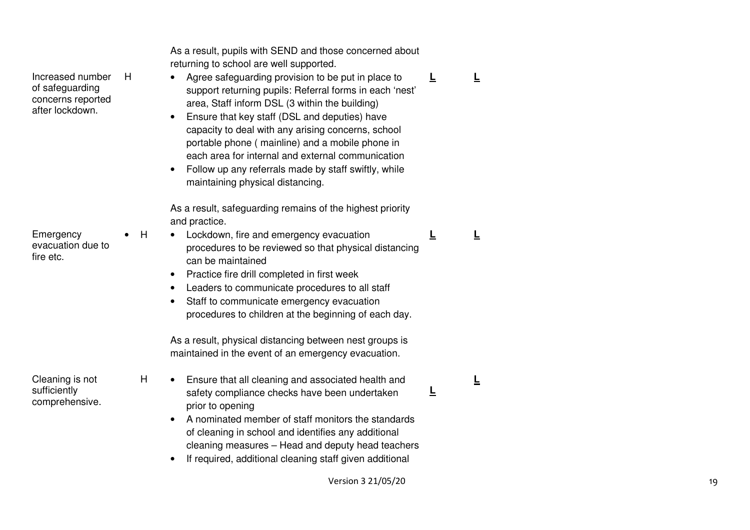| | | | | |
|---|---|---|---|---|
| | | As a result, pupils with SEND and those concerned about returning to school are well supported. | | |
| Increased number of safeguarding concerns reported after lockdown. | H | • Agree safeguarding provision to be put in place to support returning pupils: Referral forms in each 'nest' area, Staff inform DSL (3 within the building)<br>• Ensure that key staff (DSL and deputies) have capacity to deal with any arising concerns, school portable phone ( mainline) and a mobile phone in each area for internal and external communication<br>• Follow up any referrals made by staff swiftly, while maintaining physical distancing.<br><br>As a result, safeguarding remains of the highest priority and practice. | **L** | **L** |
| Emergency evacuation due to fire etc. | • H | • Lockdown, fire and emergency evacuation procedures to be reviewed so that physical distancing can be maintained<br>• Practice fire drill completed in first week<br>• Leaders to communicate procedures to all staff<br>• Staff to communicate emergency evacuation procedures to children at the beginning of each day.<br><br>As a result, physical distancing between nest groups is maintained in the event of an emergency evacuation. | **L** | **L** |
| Cleaning is not sufficiently comprehensive. | H | • Ensure that all cleaning and associated health and safety compliance checks have been undertaken prior to opening<br>• A nominated member of staff monitors the standards of cleaning in school and identifies any additional cleaning measures – Head and deputy head teachers<br>• If required, additional cleaning staff given additional | **L** | **L** |

Version 3 21/05/20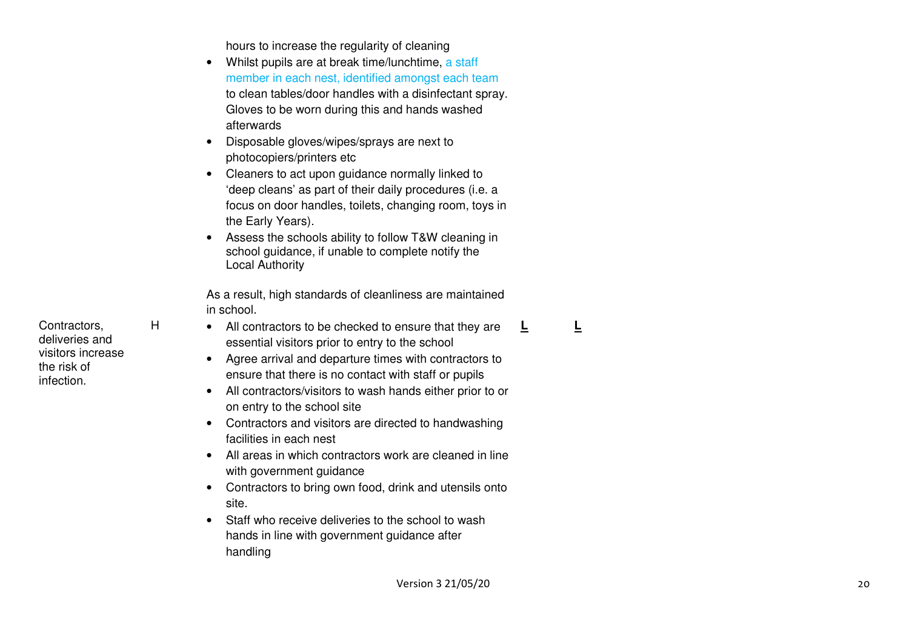| | | | | |
|---|---|---|---|---|
| | | hours to increase the regularity of cleaning<br>• Whilst pupils are at break time/lunchtime, a staff member in each nest, identified amongst each team to clean tables/door handles with a disinfectant spray. Gloves to be worn during this and hands washed afterwards<br>• Disposable gloves/wipes/sprays are next to photocopiers/printers etc<br>• Cleaners to act upon guidance normally linked to 'deep cleans' as part of their daily procedures (i.e. a focus on door handles, toilets, changing room, toys in the Early Years).<br>• Assess the schools ability to follow T&W cleaning in school guidance, if unable to complete notify the Local Authority<br><br>As a result, high standards of cleanliness are maintained in school. | | |
| Contractors, deliveries and visitors increase the risk of infection. | H | • All contractors to be checked to ensure that they are essential visitors prior to entry to the school<br>• Agree arrival and departure times with contractors to ensure that there is no contact with staff or pupils<br>• All contractors/visitors to wash hands either prior to or on entry to the school site<br>• Contractors and visitors are directed to handwashing facilities in each nest<br>• All areas in which contractors work are cleaned in line with government guidance<br>• Contractors to bring own food, drink and utensils onto site.<br>• Staff who receive deliveries to the school to wash hands in line with government guidance after handling | **L** | **L** |

Version 3 21/05/20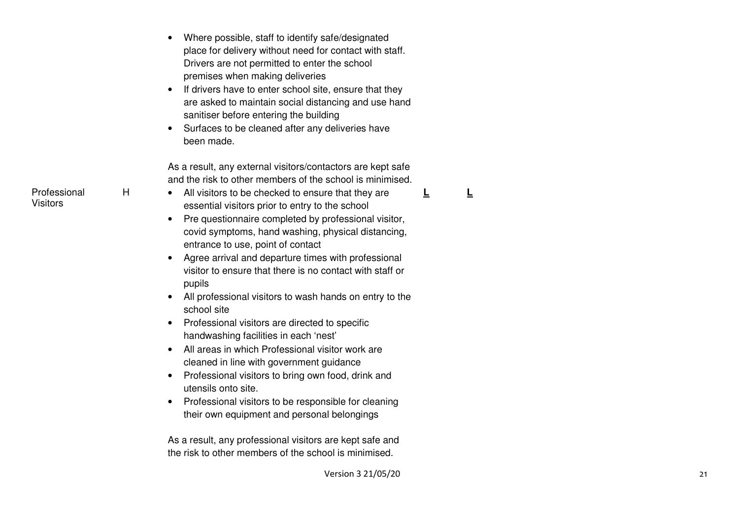|  |  |  |  |  |
|---|---|---|---|---|
|  |  | • Where possible, staff to identify safe/designated place for delivery without need for contact with staff. Drivers are not permitted to enter the school premises when making deliveries<br>• If drivers have to enter school site, ensure that they are asked to maintain social distancing and use hand sanitiser before entering the building<br>• Surfaces to be cleaned after any deliveries have been made.<br><br>As a result, any external visitors/contactors are kept safe and the risk to other members of the school is minimised. |  |  |
| Professional Visitors | H | • All visitors to be checked to ensure that they are essential visitors prior to entry to the school<br>• Pre questionnaire completed by professional visitor, covid symptoms, hand washing, physical distancing, entrance to use, point of contact<br>• Agree arrival and departure times with professional visitor to ensure that there is no contact with staff or pupils<br>• All professional visitors to wash hands on entry to the school site<br>• Professional visitors are directed to specific handwashing facilities in each 'nest'<br>• All areas in which Professional visitor work are cleaned in line with government guidance<br>• Professional visitors to bring own food, drink and utensils onto site.<br>• Professional visitors to be responsible for cleaning their own equipment and personal belongings<br><br>As a result, any professional visitors are kept safe and the risk to other members of the school is minimised. | L | L |

Version 3 21/05/20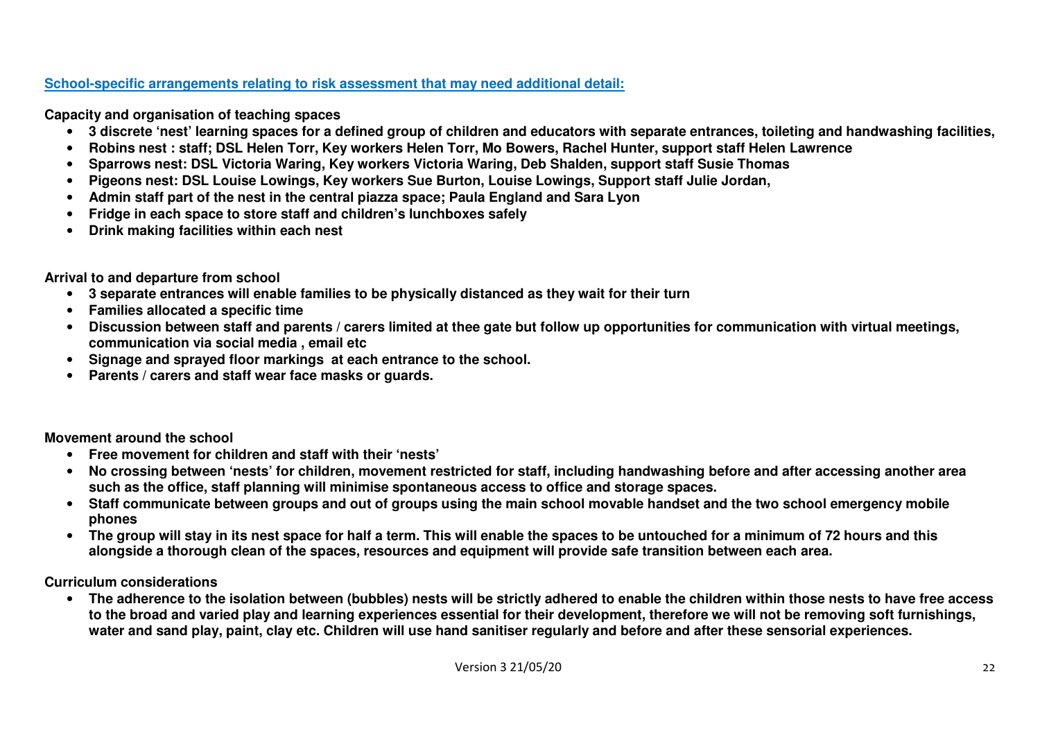**School-specific arrangements relating to risk assessment that may need additional detail:**

**Capacity and organisation of teaching spaces**

- **3 discrete 'nest' learning spaces for a defined group of children and educators with separate entrances, toileting and handwashing facilities,**
- **Robins nest : staff; DSL Helen Torr, Key workers Helen Torr, Mo Bowers, Rachel Hunter, support staff Helen Lawrence**
- **Sparrows nest: DSL Victoria Waring, Key workers Victoria Waring, Deb Shalden, support staff Susie Thomas**
- **Pigeons nest: DSL Louise Lowings, Key workers Sue Burton, Louise Lowings, Support staff Julie Jordan,**
- **Admin staff part of the nest in the central piazza space; Paula England and Sara Lyon**
- **Fridge in each space to store staff and children's lunchboxes safely**
- **Drink making facilities within each nest**

**Arrival to and departure from school**

- **3 separate entrances will enable families to be physically distanced as they wait for their turn**
- **Families allocated a specific time**
- **Discussion between staff and parents / carers limited at thee gate but follow up opportunities for communication with virtual meetings, communication via social media , email etc**
- **Signage and sprayed floor markings at each entrance to the school.**
- **Parents / carers and staff wear face masks or guards.**

**Movement around the school**

- **Free movement for children and staff with their 'nests'**
- **No crossing between 'nests' for children, movement restricted for staff, including handwashing before and after accessing another area such as the office, staff planning will minimise spontaneous access to office and storage spaces.**
- **Staff communicate between groups and out of groups using the main school movable handset and the two school emergency mobile phones**
- **The group will stay in its nest space for half a term. This will enable the spaces to be untouched for a minimum of 72 hours and this alongside a thorough clean of the spaces, resources and equipment will provide safe transition between each area.**

**Curriculum considerations**

- **The adherence to the isolation between (bubbles) nests will be strictly adhered to enable the children within those nests to have free access to the broad and varied play and learning experiences essential for their development, therefore we will not be removing soft furnishings, water and sand play, paint, clay etc. Children will use hand sanitiser regularly and before and after these sensorial experiences.**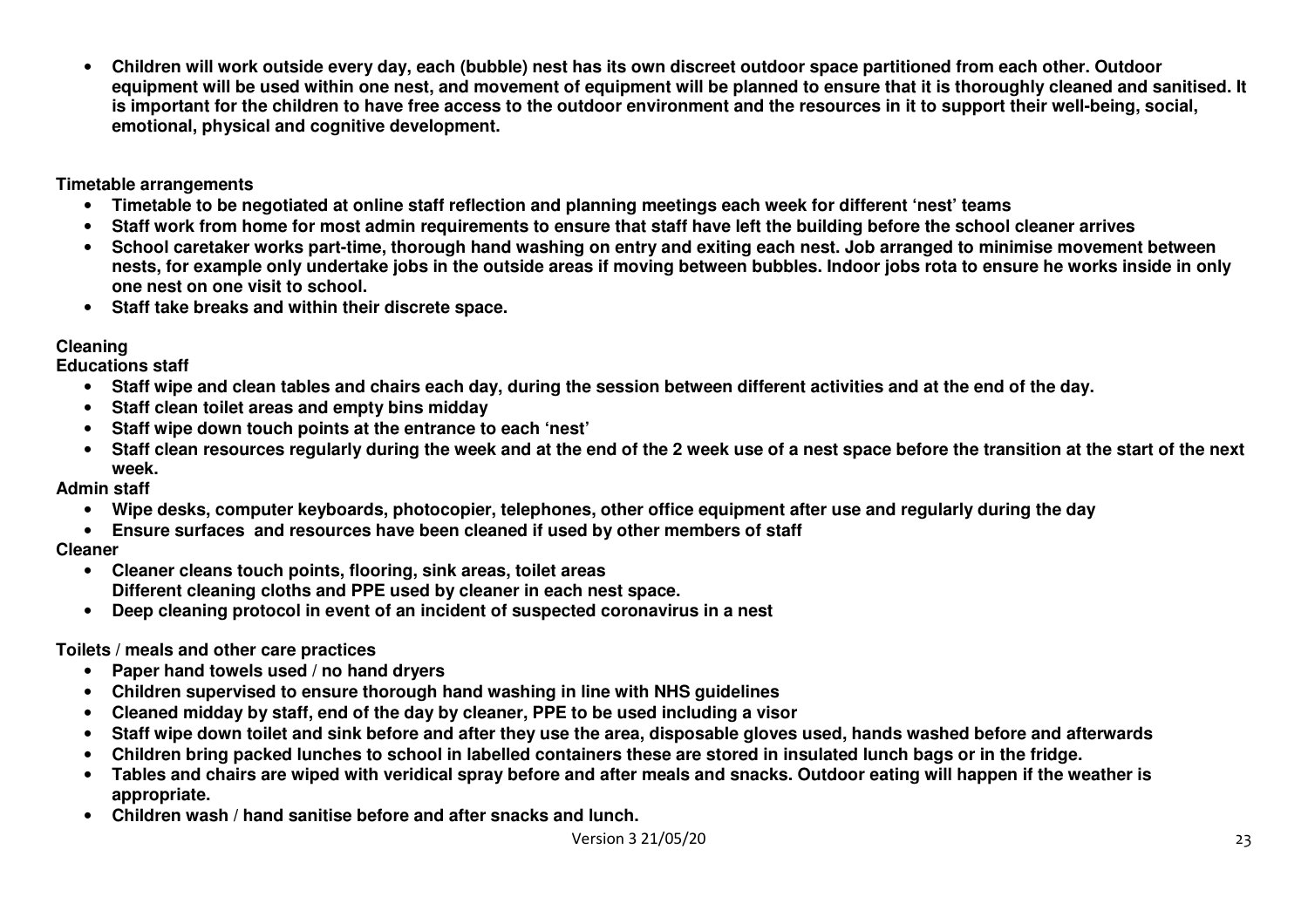- **Children will work outside every day, each (bubble) nest has its own discreet outdoor space partitioned from each other. Outdoor equipment will be used within one nest, and movement of equipment will be planned to ensure that it is thoroughly cleaned and sanitised. It is important for the children to have free access to the outdoor environment and the resources in it to support their well-being, social, emotional, physical and cognitive development.**

**Timetable arrangements**

- **Timetable to be negotiated at online staff reflection and planning meetings each week for different 'nest' teams**
- **Staff work from home for most admin requirements to ensure that staff have left the building before the school cleaner arrives**
- **School caretaker works part-time, thorough hand washing on entry and exiting each nest. Job arranged to minimise movement between nests, for example only undertake jobs in the outside areas if moving between bubbles. Indoor jobs rota to ensure he works inside in only one nest on one visit to school.**
- **Staff take breaks and within their discrete space.**

**Cleaning**

**Educations staff**

- **Staff wipe and clean tables and chairs each day, during the session between different activities and at the end of the day.**
- **Staff clean toilet areas and empty bins midday**
- **Staff wipe down touch points at the entrance to each 'nest'**
- **Staff clean resources regularly during the week and at the end of the 2 week use of a nest space before the transition at the start of the next week.**

**Admin staff**

- **Wipe desks, computer keyboards, photocopier, telephones, other office equipment after use and regularly during the day**
- **Ensure surfaces and resources have been cleaned if used by other members of staff**

**Cleaner**

- **Cleaner cleans touch points, flooring, sink areas, toilet areas**
  **Different cleaning cloths and PPE used by cleaner in each nest space.**
- **Deep cleaning protocol in event of an incident of suspected coronavirus in a nest**

**Toilets / meals and other care practices**

- **Paper hand towels used / no hand dryers**
- **Children supervised to ensure thorough hand washing in line with NHS guidelines**
- **Cleaned midday by staff, end of the day by cleaner, PPE to be used including a visor**
- **Staff wipe down toilet and sink before and after they use the area, disposable gloves used, hands washed before and afterwards**
- **Children bring packed lunches to school in labelled containers these are stored in insulated lunch bags or in the fridge.**
- **Tables and chairs are wiped with veridical spray before and after meals and snacks. Outdoor eating will happen if the weather is appropriate.**
- **Children wash / hand sanitise before and after snacks and lunch.**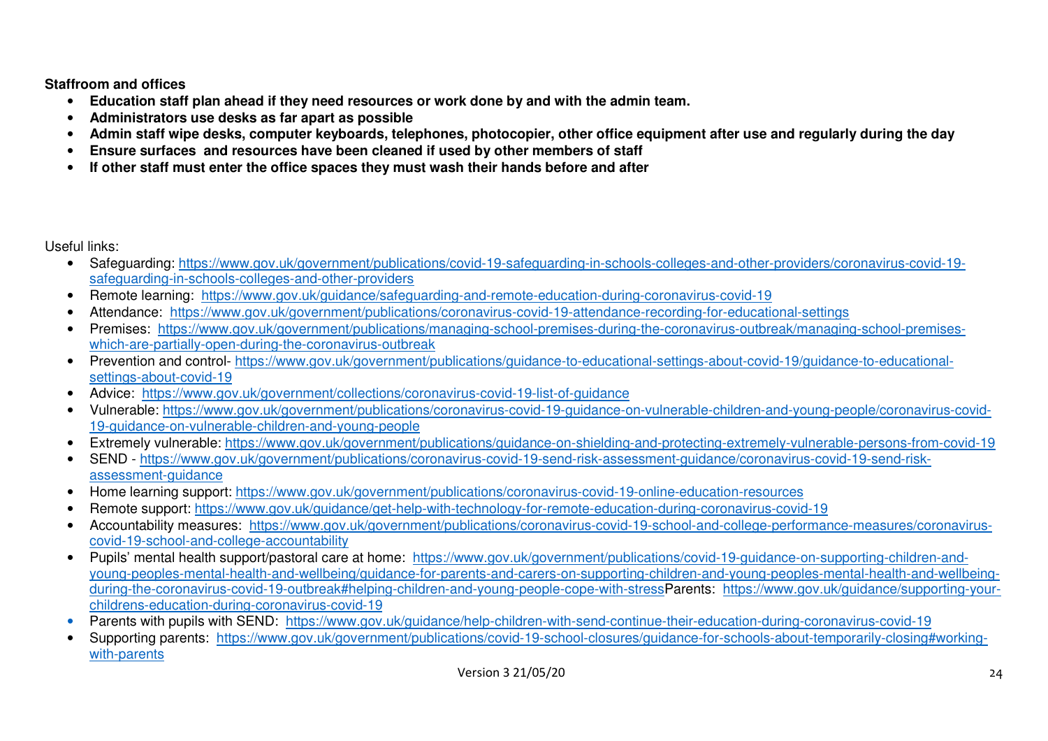**Staffroom and offices**

- **Education staff plan ahead if they need resources or work done by and with the admin team.**
- **Administrators use desks as far apart as possible**
- **Admin staff wipe desks, computer keyboards, telephones, photocopier, other office equipment after use and regularly during the day**
- **Ensure surfaces and resources have been cleaned if used by other members of staff**
- **If other staff must enter the office spaces they must wash their hands before and after**

Useful links:

- Safeguarding: https://www.gov.uk/government/publications/covid-19-safeguarding-in-schools-colleges-and-other-providers/coronavirus-covid-19-safeguarding-in-schools-colleges-and-other-providers
- Remote learning: https://www.gov.uk/guidance/safeguarding-and-remote-education-during-coronavirus-covid-19
- Attendance: https://www.gov.uk/government/publications/coronavirus-covid-19-attendance-recording-for-educational-settings
- Premises: https://www.gov.uk/government/publications/managing-school-premises-during-the-coronavirus-outbreak/managing-school-premises-which-are-partially-open-during-the-coronavirus-outbreak
- Prevention and control- https://www.gov.uk/government/publications/guidance-to-educational-settings-about-covid-19/guidance-to-educational-settings-about-covid-19
- Advice: https://www.gov.uk/government/collections/coronavirus-covid-19-list-of-guidance
- Vulnerable: https://www.gov.uk/government/publications/coronavirus-covid-19-guidance-on-vulnerable-children-and-young-people/coronavirus-covid-19-guidance-on-vulnerable-children-and-young-people
- Extremely vulnerable: https://www.gov.uk/government/publications/guidance-on-shielding-and-protecting-extremely-vulnerable-persons-from-covid-19
- SEND - https://www.gov.uk/government/publications/coronavirus-covid-19-send-risk-assessment-guidance/coronavirus-covid-19-send-risk-assessment-guidance
- Home learning support: https://www.gov.uk/government/publications/coronavirus-covid-19-online-education-resources
- Remote support: https://www.gov.uk/guidance/get-help-with-technology-for-remote-education-during-coronavirus-covid-19
- Accountability measures: https://www.gov.uk/government/publications/coronavirus-covid-19-school-and-college-performance-measures/coronavirus-covid-19-school-and-college-accountability
- Pupils' mental health support/pastoral care at home: https://www.gov.uk/government/publications/covid-19-guidance-on-supporting-children-and-young-peoples-mental-health-and-wellbeing/guidance-for-parents-and-carers-on-supporting-children-and-young-peoples-mental-health-and-wellbeing-during-the-coronavirus-covid-19-outbreak#helping-children-and-young-people-cope-with-stressParents: https://www.gov.uk/guidance/supporting-your-childrens-education-during-coronavirus-covid-19
- Parents with pupils with SEND: https://www.gov.uk/guidance/help-children-with-send-continue-their-education-during-coronavirus-covid-19
- Supporting parents: https://www.gov.uk/government/publications/covid-19-school-closures/guidance-for-schools-about-temporarily-closing#working-with-parents

Version 3 21/05/20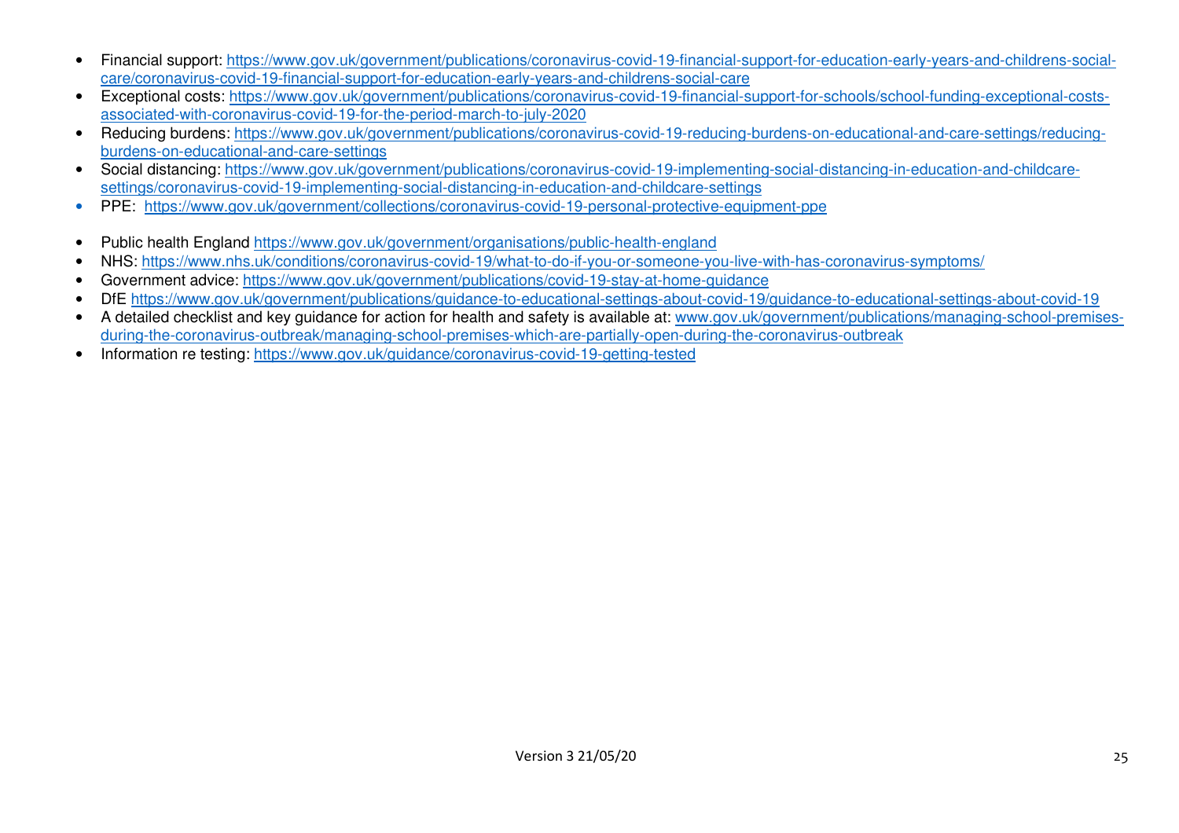- Financial support: https://www.gov.uk/government/publications/coronavirus-covid-19-financial-support-for-education-early-years-and-childrens-social-care/coronavirus-covid-19-financial-support-for-education-early-years-and-childrens-social-care
- Exceptional costs: https://www.gov.uk/government/publications/coronavirus-covid-19-financial-support-for-schools/school-funding-exceptional-costs-associated-with-coronavirus-covid-19-for-the-period-march-to-july-2020
- Reducing burdens: https://www.gov.uk/government/publications/coronavirus-covid-19-reducing-burdens-on-educational-and-care-settings/reducing-burdens-on-educational-and-care-settings
- Social distancing: https://www.gov.uk/government/publications/coronavirus-covid-19-implementing-social-distancing-in-education-and-childcare-settings/coronavirus-covid-19-implementing-social-distancing-in-education-and-childcare-settings
- PPE: https://www.gov.uk/government/collections/coronavirus-covid-19-personal-protective-equipment-ppe

- Public health England https://www.gov.uk/government/organisations/public-health-england
- NHS: https://www.nhs.uk/conditions/coronavirus-covid-19/what-to-do-if-you-or-someone-you-live-with-has-coronavirus-symptoms/
- Government advice: https://www.gov.uk/government/publications/covid-19-stay-at-home-guidance
- DfE https://www.gov.uk/government/publications/guidance-to-educational-settings-about-covid-19/guidance-to-educational-settings-about-covid-19
- A detailed checklist and key guidance for action for health and safety is available at: www.gov.uk/government/publications/managing-school-premises-during-the-coronavirus-outbreak/managing-school-premises-which-are-partially-open-during-the-coronavirus-outbreak
- Information re testing: https://www.gov.uk/guidance/coronavirus-covid-19-getting-tested

Version 3 21/05/20